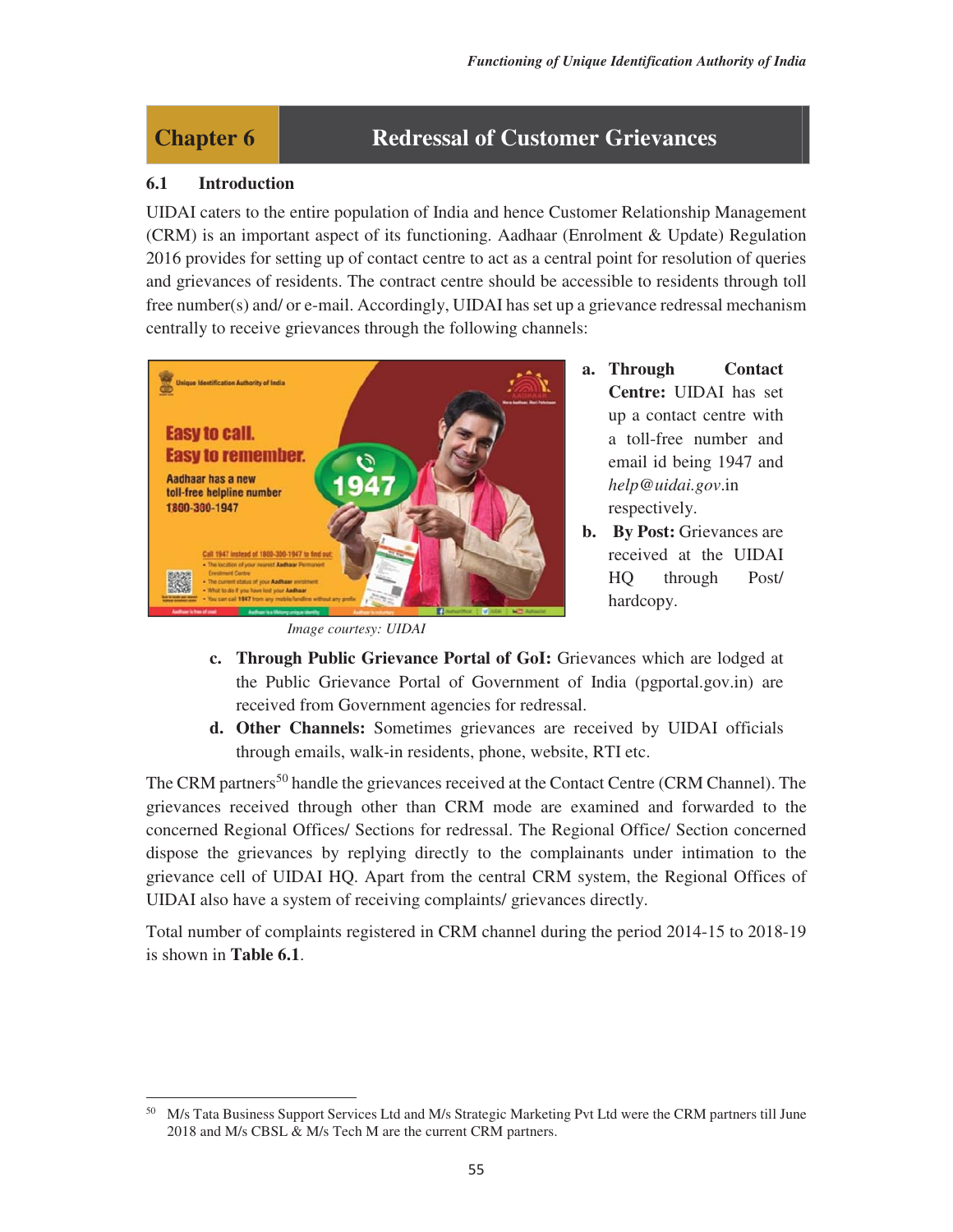# Chapter 6 Redressal of Customer Grievances

## 6.1 Introduction

UIDAI caters to the entire population of India and hence Customer Relationship Management (CRM) is an important aspect of its functioning. Aadhaar (Enrolment & Update) Regulation 2016 provides for setting up of contact centre to act as a central point for resolution of queries and grievances of residents. The contract centre should be accessible to residents through toll free number(s) and/ or e-mail. Accordingly, UIDAI has set up a grievance redressal mechanism centrally to receive grievances through the following channels:

*Image courtesy: UIDAI*

a. **Through Contact Centre:** UIDAI has set up a contact centre with a toll-free number and email id being 1947 and *help@uidai.gov*.in respectively.

b. **By Post:** Grievances are received at the UIDAI HQ through Post/ hardcopy.

c. **Through Public Grievance Portal of GoI:** Grievances which are lodged at the Public Grievance Portal of Government of India (pgportal.gov.in) are received from Government agencies for redressal.

d. **Other Channels:** Sometimes grievances are received by UIDAI officials through emails, walk-in residents, phone, website, RTI etc.

The CRM partners[50] handle the grievances received at the Contact Centre (CRM Channel). The grievances received through other than CRM mode are examined and forwarded to the concerned Regional Offices/ Sections for redressal. The Regional Office/ Section concerned dispose the grievances by replying directly to the complainants under intimation to the grievance cell of UIDAI HQ. Apart from the central CRM system, the Regional Offices of UIDAI also have a system of receiving complaints/ grievances directly.

Total number of complaints registered in CRM channel during the period 2014-15 to 2018-19 is shown in **Table 6.1**.

---

[50] M/s Tata Business Support Services Ltd and M/s Strategic Marketing Pvt Ltd were the CRM partners till June 2018 and M/s CBSL & M/s Tech M are the current CRM partners.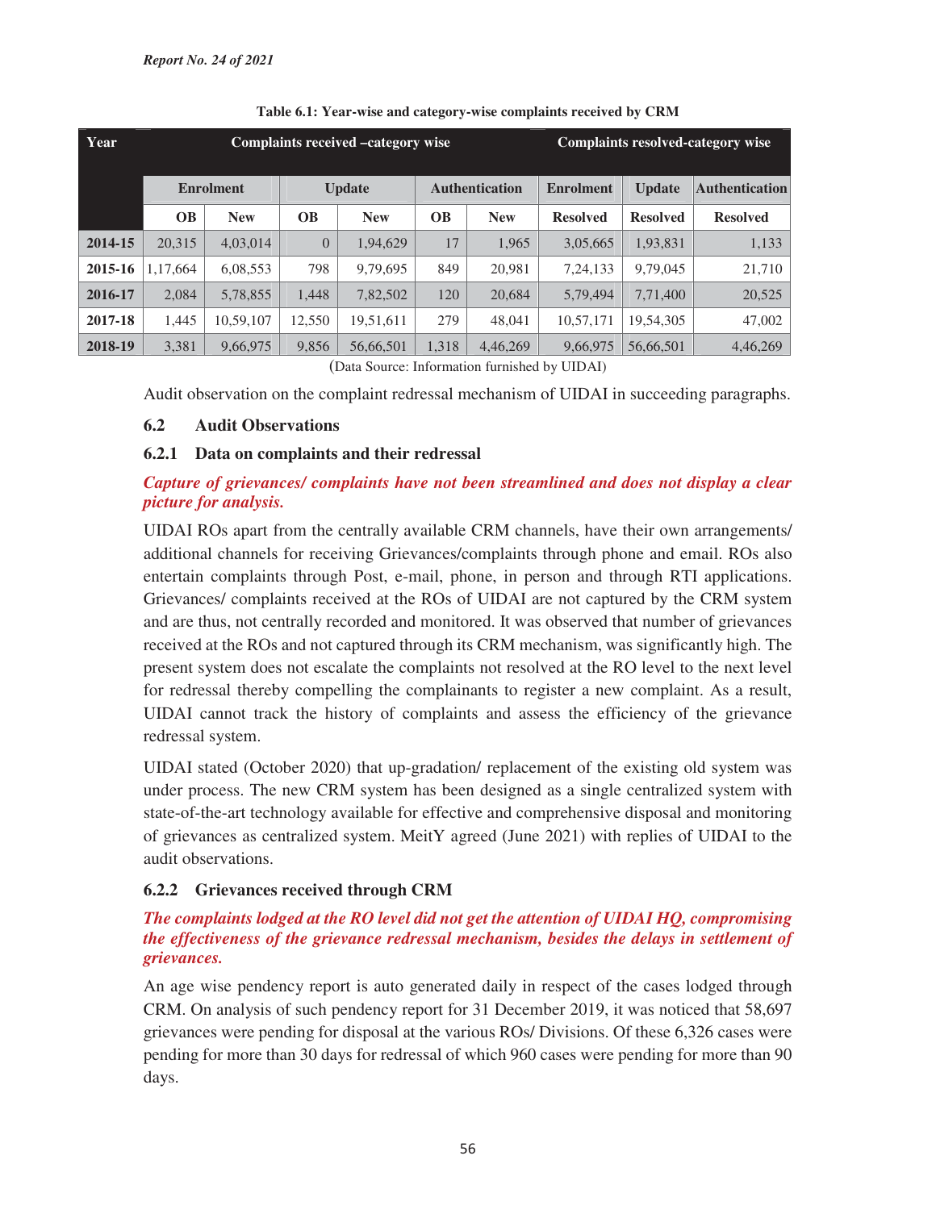**Table 6.1: Year-wise and category-wise complaints received by CRM**

| Year | Complaints received –category wise | | | | | | Complaints resolved-category wise | | |
|---|---|---|---|---|---|---|---|---|---|
| | Enrolment | | Update | | Authentication | | Enrolment | Update | Authentication |
| | OB | New | OB | New | OB | New | Resolved | Resolved | Resolved |
| **2014-15** | 20,315 | 4,03,014 | 0 | 1,94,629 | 17 | 1,965 | 3,05,665 | 1,93,831 | 1,133 |
| **2015-16** | 1,17,664 | 6,08,553 | 798 | 9,79,695 | 849 | 20,981 | 7,24,133 | 9,79,045 | 21,710 |
| **2016-17** | 2,084 | 5,78,855 | 1,448 | 7,82,502 | 120 | 20,684 | 5,79,494 | 7,71,400 | 20,525 |
| **2017-18** | 1,445 | 10,59,107 | 12,550 | 19,51,611 | 279 | 48,041 | 10,57,171 | 19,54,305 | 47,002 |
| **2018-19** | 3,381 | 9,66,975 | 9,856 | 56,66,501 | 1,318 | 4,46,269 | 9,66,975 | 56,66,501 | 4,46,269 |

(Data Source: Information furnished by UIDAI)

Audit observation on the complaint redressal mechanism of UIDAI in succeeding paragraphs.

## 6.2 Audit Observations

### 6.2.1 Data on complaints and their redressal

***Capture of grievances/ complaints have not been streamlined and does not display a clear picture for analysis.***

UIDAI ROs apart from the centrally available CRM channels, have their own arrangements/ additional channels for receiving Grievances/complaints through phone and email. ROs also entertain complaints through Post, e-mail, phone, in person and through RTI applications. Grievances/ complaints received at the ROs of UIDAI are not captured by the CRM system and are thus, not centrally recorded and monitored. It was observed that number of grievances received at the ROs and not captured through its CRM mechanism, was significantly high. The present system does not escalate the complaints not resolved at the RO level to the next level for redressal thereby compelling the complainants to register a new complaint. As a result, UIDAI cannot track the history of complaints and assess the efficiency of the grievance redressal system.

UIDAI stated (October 2020) that up-gradation/ replacement of the existing old system was under process. The new CRM system has been designed as a single centralized system with state-of-the-art technology available for effective and comprehensive disposal and monitoring of grievances as centralized system. MeitY agreed (June 2021) with replies of UIDAI to the audit observations.

### 6.2.2 Grievances received through CRM

***The complaints lodged at the RO level did not get the attention of UIDAI HQ, compromising the effectiveness of the grievance redressal mechanism, besides the delays in settlement of grievances.***

An age wise pendency report is auto generated daily in respect of the cases lodged through CRM. On analysis of such pendency report for 31 December 2019, it was noticed that 58,697 grievances were pending for disposal at the various ROs/ Divisions. Of these 6,326 cases were pending for more than 30 days for redressal of which 960 cases were pending for more than 90 days.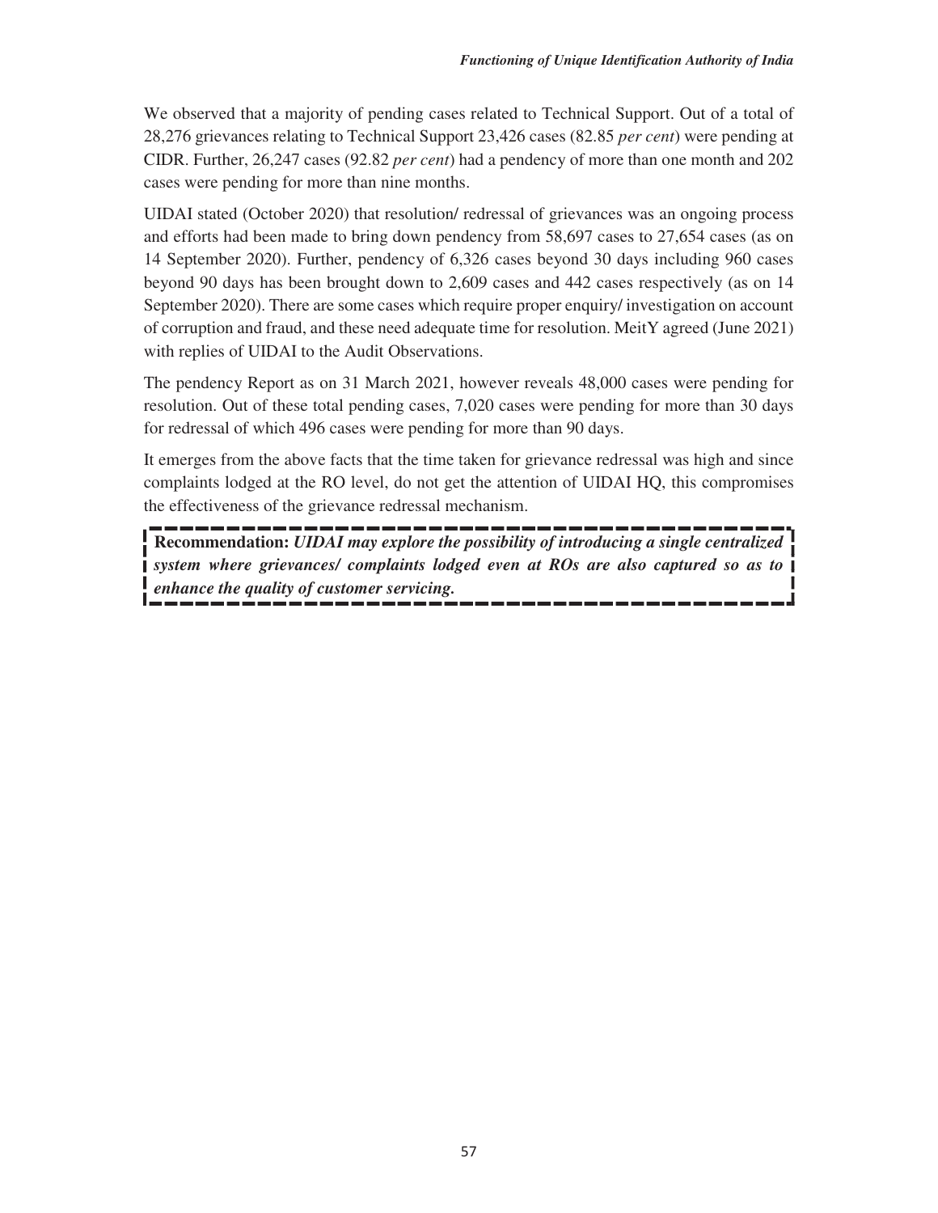We observed that a majority of pending cases related to Technical Support. Out of a total of 28,276 grievances relating to Technical Support 23,426 cases (82.85 *per cent*) were pending at CIDR. Further, 26,247 cases (92.82 *per cent*) had a pendency of more than one month and 202 cases were pending for more than nine months.

UIDAI stated (October 2020) that resolution/ redressal of grievances was an ongoing process and efforts had been made to bring down pendency from 58,697 cases to 27,654 cases (as on 14 September 2020). Further, pendency of 6,326 cases beyond 30 days including 960 cases beyond 90 days has been brought down to 2,609 cases and 442 cases respectively (as on 14 September 2020). There are some cases which require proper enquiry/ investigation on account of corruption and fraud, and these need adequate time for resolution. MeitY agreed (June 2021) with replies of UIDAI to the Audit Observations.

The pendency Report as on 31 March 2021, however reveals 48,000 cases were pending for resolution. Out of these total pending cases, 7,020 cases were pending for more than 30 days for redressal of which 496 cases were pending for more than 90 days.

It emerges from the above facts that the time taken for grievance redressal was high and since complaints lodged at the RO level, do not get the attention of UIDAI HQ, this compromises the effectiveness of the grievance redressal mechanism.

**Recommendation:** ***UIDAI may explore the possibility of introducing a single centralized system where grievances/ complaints lodged even at ROs are also captured so as to enhance the quality of customer servicing.***